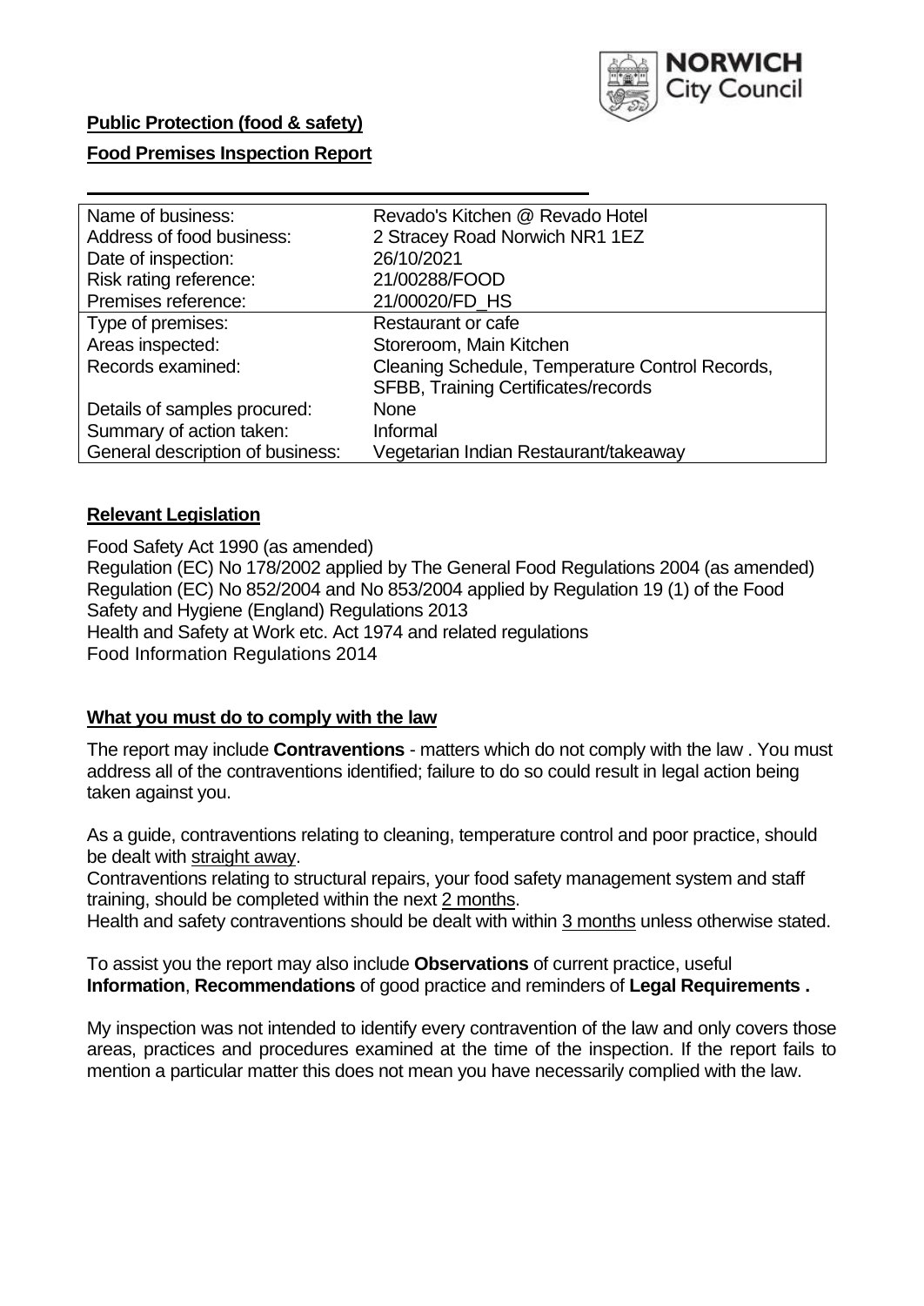**Public Protection (food & safety)**

**Food Premises Inspection Report**

| Name of business: | Revado's Kitchen @ Revado Hotel |
|---|---|
| Address of food business: | 2 Stracey Road Norwich NR1 1EZ |
| Date of inspection: | 26/10/2021 |
| Risk rating reference: | 21/00288/FOOD |
| Premises reference: | 21/00020/FD_HS |
| Type of premises: | Restaurant or cafe |
| Areas inspected: | Storeroom, Main Kitchen |
| Records examined: | Cleaning Schedule, Temperature Control Records, SFBB, Training Certificates/records |
| Details of samples procured: | None |
| Summary of action taken: | Informal |
| General description of business: | Vegetarian Indian Restaurant/takeaway |

## Relevant Legislation

Food Safety Act 1990 (as amended)
Regulation (EC) No 178/2002 applied by The General Food Regulations 2004 (as amended)
Regulation (EC) No 852/2004 and No 853/2004 applied by Regulation 19 (1) of the Food Safety and Hygiene (England) Regulations 2013
Health and Safety at Work etc. Act 1974 and related regulations
Food Information Regulations 2014

## What you must do to comply with the law

The report may include **Contraventions** - matters which do not comply with the law . You must address all of the contraventions identified; failure to do so could result in legal action being taken against you.

As a guide, contraventions relating to cleaning, temperature control and poor practice, should be dealt with straight away.
Contraventions relating to structural repairs, your food safety management system and staff training, should be completed within the next 2 months.
Health and safety contraventions should be dealt with within 3 months unless otherwise stated.

To assist you the report may also include **Observations** of current practice, useful **Information**, **Recommendations** of good practice and reminders of **Legal Requirements .**

My inspection was not intended to identify every contravention of the law and only covers those areas, practices and procedures examined at the time of the inspection. If the report fails to mention a particular matter this does not mean you have necessarily complied with the law.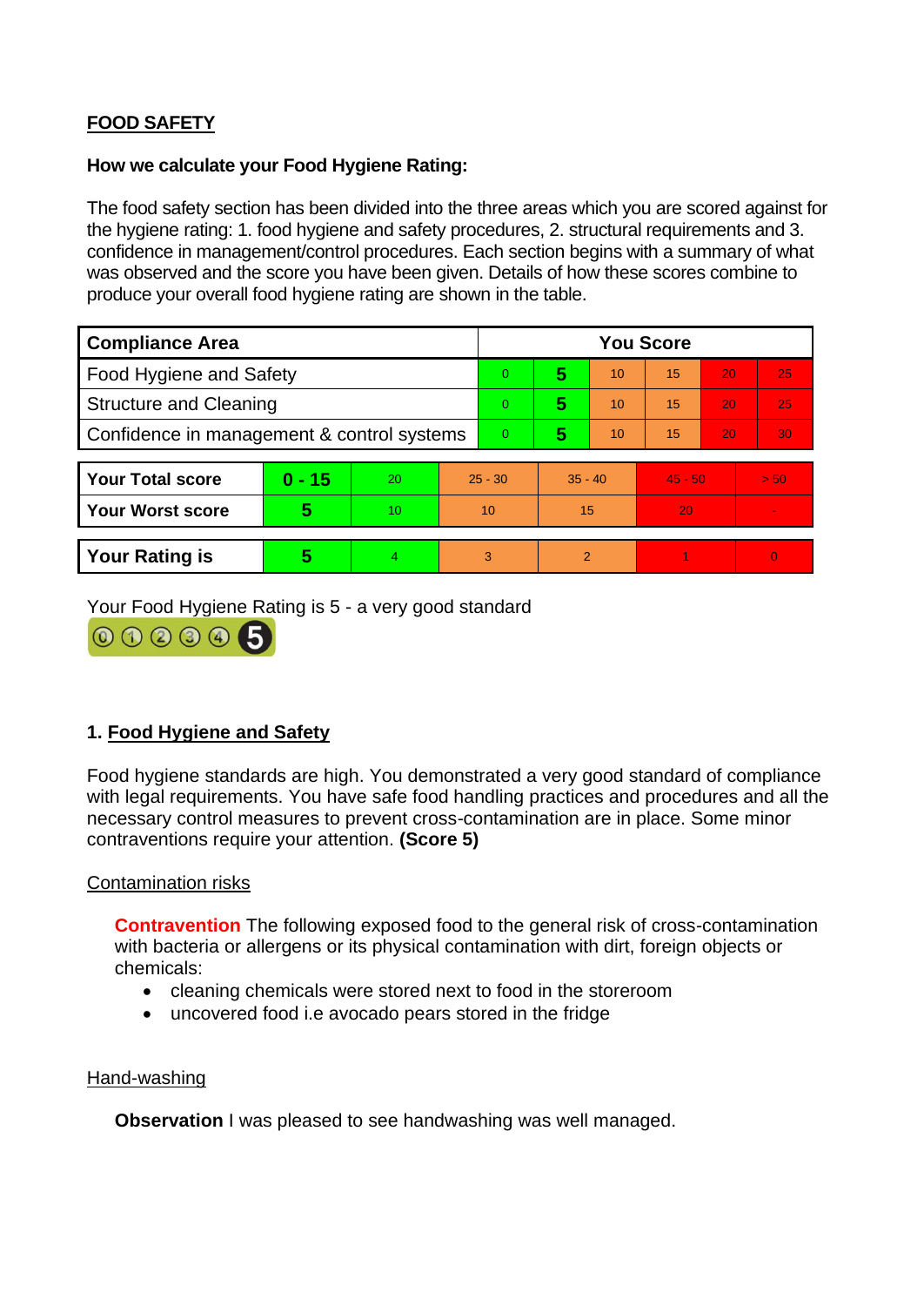## FOOD SAFETY

**How we calculate your Food Hygiene Rating:**

The food safety section has been divided into the three areas which you are scored against for the hygiene rating: 1. food hygiene and safety procedures, 2. structural requirements and 3. confidence in management/control procedures. Each section begins with a summary of what was observed and the score you have been given. Details of how these scores combine to produce your overall food hygiene rating are shown in the table.

| Compliance Area | You Score | | | | | |
|---|---|---|---|---|---|---|
| Food Hygiene and Safety | 0 | **5** | 10 | 15 | 20 | 25 |
| Structure and Cleaning | 0 | **5** | 10 | 15 | 20 | 25 |
| Confidence in management & control systems | 0 | **5** | 10 | 15 | 20 | 30 |

| | | | | | | |
|---|---|---|---|---|---|---|
| **Your Total score** | **0 - 15** | 20 | 25 - 30 | 35 - 40 | 45 - 50 | > 50 |
| **Your Worst score** | **5** | 10 | 10 | 15 | 20 | - |

| | | | | | | |
|---|---|---|---|---|---|---|
| **Your Rating is** | **5** | 4 | 3 | 2 | 1 | 0 |

Your Food Hygiene Rating is 5 - a very good standard

### 1. Food Hygiene and Safety

Food hygiene standards are high. You demonstrated a very good standard of compliance with legal requirements. You have safe food handling practices and procedures and all the necessary control measures to prevent cross-contamination are in place. Some minor contraventions require your attention. **(Score 5)**

Contamination risks

**Contravention** The following exposed food to the general risk of cross-contamination with bacteria or allergens or its physical contamination with dirt, foreign objects or chemicals:

- cleaning chemicals were stored next to food in the storeroom
- uncovered food i.e avocado pears stored in the fridge

Hand-washing

**Observation** I was pleased to see handwashing was well managed.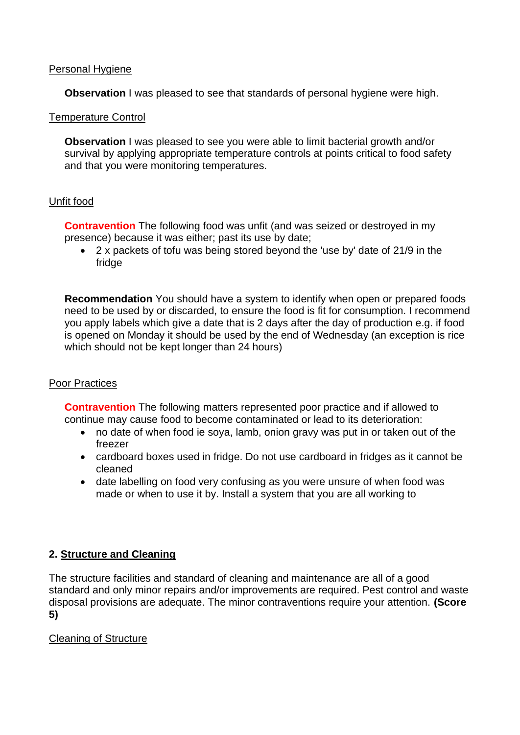Personal Hygiene

**Observation** I was pleased to see that standards of personal hygiene were high.

Temperature Control

**Observation** I was pleased to see you were able to limit bacterial growth and/or survival by applying appropriate temperature controls at points critical to food safety and that you were monitoring temperatures.

Unfit food

**Contravention** The following food was unfit (and was seized or destroyed in my presence) because it was either; past its use by date;

- 2 x packets of tofu was being stored beyond the 'use by' date of 21/9 in the fridge

**Recommendation** You should have a system to identify when open or prepared foods need to be used by or discarded, to ensure the food is fit for consumption. I recommend you apply labels which give a date that is 2 days after the day of production e.g. if food is opened on Monday it should be used by the end of Wednesday (an exception is rice which should not be kept longer than 24 hours)

Poor Practices

**Contravention** The following matters represented poor practice and if allowed to continue may cause food to become contaminated or lead to its deterioration:

- no date of when food ie soya, lamb, onion gravy was put in or taken out of the freezer
- cardboard boxes used in fridge. Do not use cardboard in fridges as it cannot be cleaned
- date labelling on food very confusing as you were unsure of when food was made or when to use it by. Install a system that you are all working to

## 2. Structure and Cleaning

The structure facilities and standard of cleaning and maintenance are all of a good standard and only minor repairs and/or improvements are required. Pest control and waste disposal provisions are adequate. The minor contraventions require your attention. **(Score 5)**

Cleaning of Structure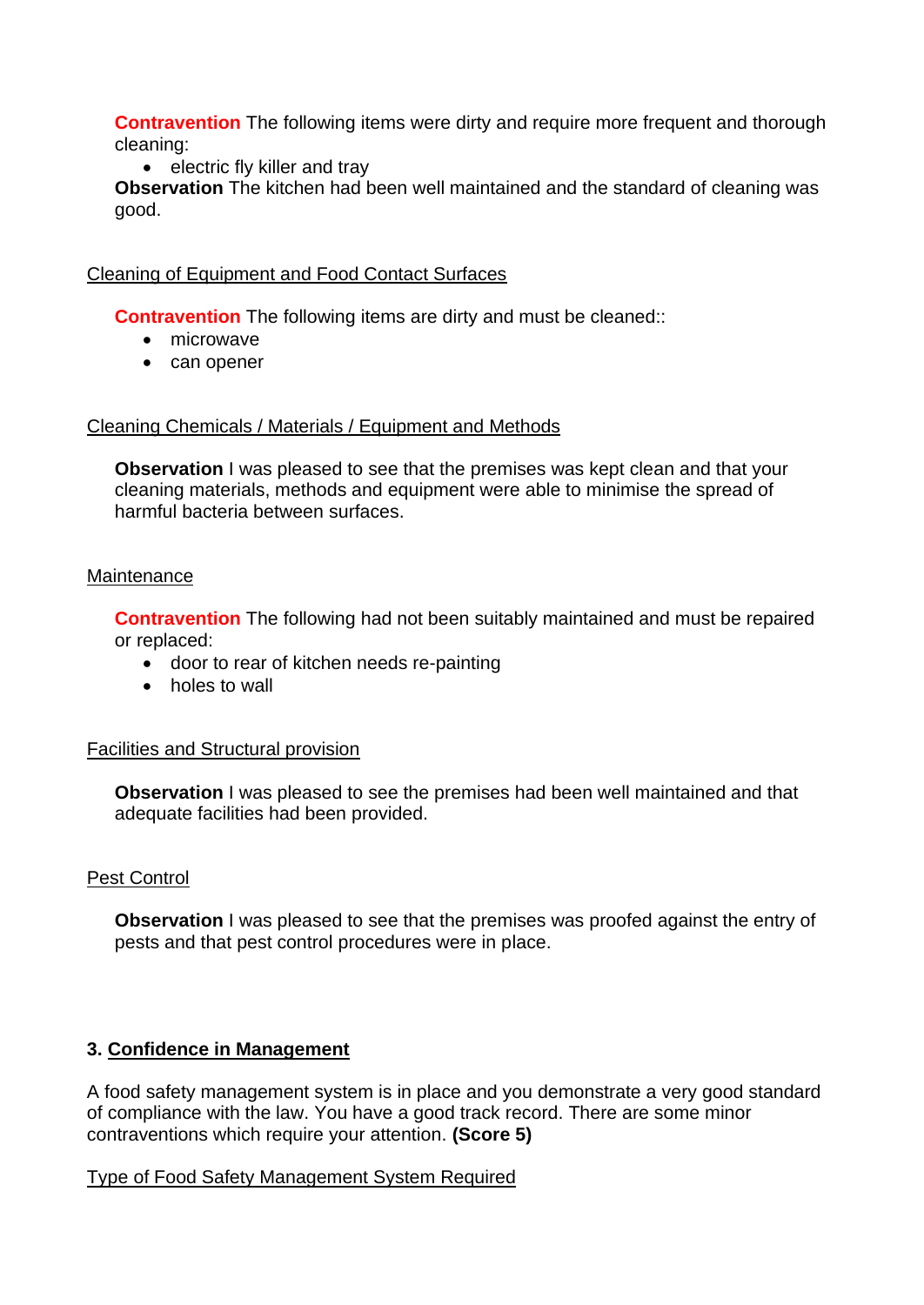**Contravention** The following items were dirty and require more frequent and thorough cleaning:

- electric fly killer and tray

**Observation** The kitchen had been well maintained and the standard of cleaning was good.

Cleaning of Equipment and Food Contact Surfaces

**Contravention** The following items are dirty and must be cleaned::

- microwave
- can opener

Cleaning Chemicals / Materials / Equipment and Methods

**Observation** I was pleased to see that the premises was kept clean and that your cleaning materials, methods and equipment were able to minimise the spread of harmful bacteria between surfaces.

Maintenance

**Contravention** The following had not been suitably maintained and must be repaired or replaced:

- door to rear of kitchen needs re-painting
- holes to wall

Facilities and Structural provision

**Observation** I was pleased to see the premises had been well maintained and that adequate facilities had been provided.

Pest Control

**Observation** I was pleased to see that the premises was proofed against the entry of pests and that pest control procedures were in place.

## 3. Confidence in Management

A food safety management system is in place and you demonstrate a very good standard of compliance with the law. You have a good track record. There are some minor contraventions which require your attention. **(Score 5)**

Type of Food Safety Management System Required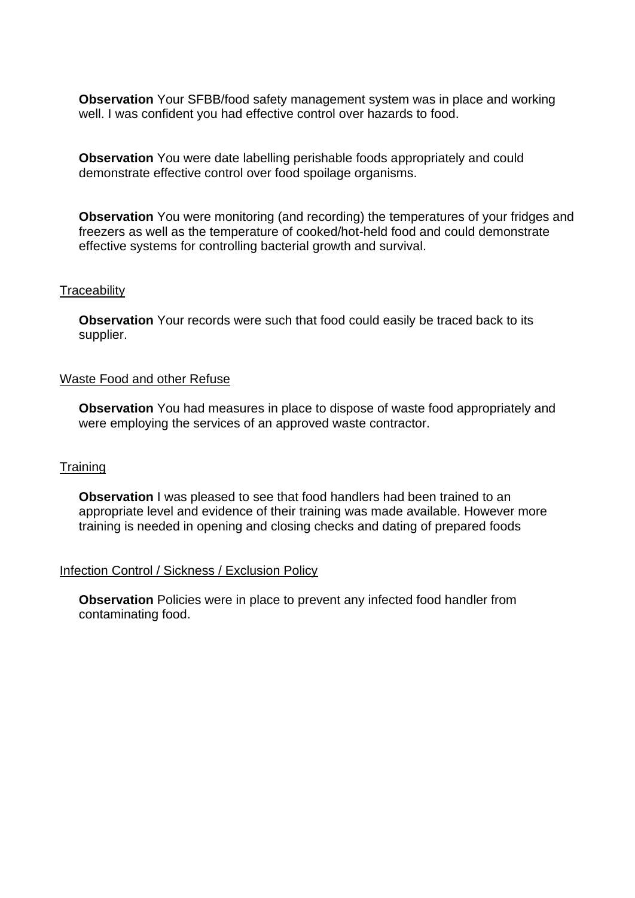**Observation** Your SFBB/food safety management system was in place and working well. I was confident you had effective control over hazards to food.

**Observation** You were date labelling perishable foods appropriately and could demonstrate effective control over food spoilage organisms.

**Observation** You were monitoring (and recording) the temperatures of your fridges and freezers as well as the temperature of cooked/hot-held food and could demonstrate effective systems for controlling bacterial growth and survival.

<u>Traceability</u>

**Observation** Your records were such that food could easily be traced back to its supplier.

<u>Waste Food and other Refuse</u>

**Observation** You had measures in place to dispose of waste food appropriately and were employing the services of an approved waste contractor.

<u>Training</u>

**Observation** I was pleased to see that food handlers had been trained to an appropriate level and evidence of their training was made available. However more training is needed in opening and closing checks and dating of prepared foods

<u>Infection Control / Sickness / Exclusion Policy</u>

**Observation** Policies were in place to prevent any infected food handler from contaminating food.